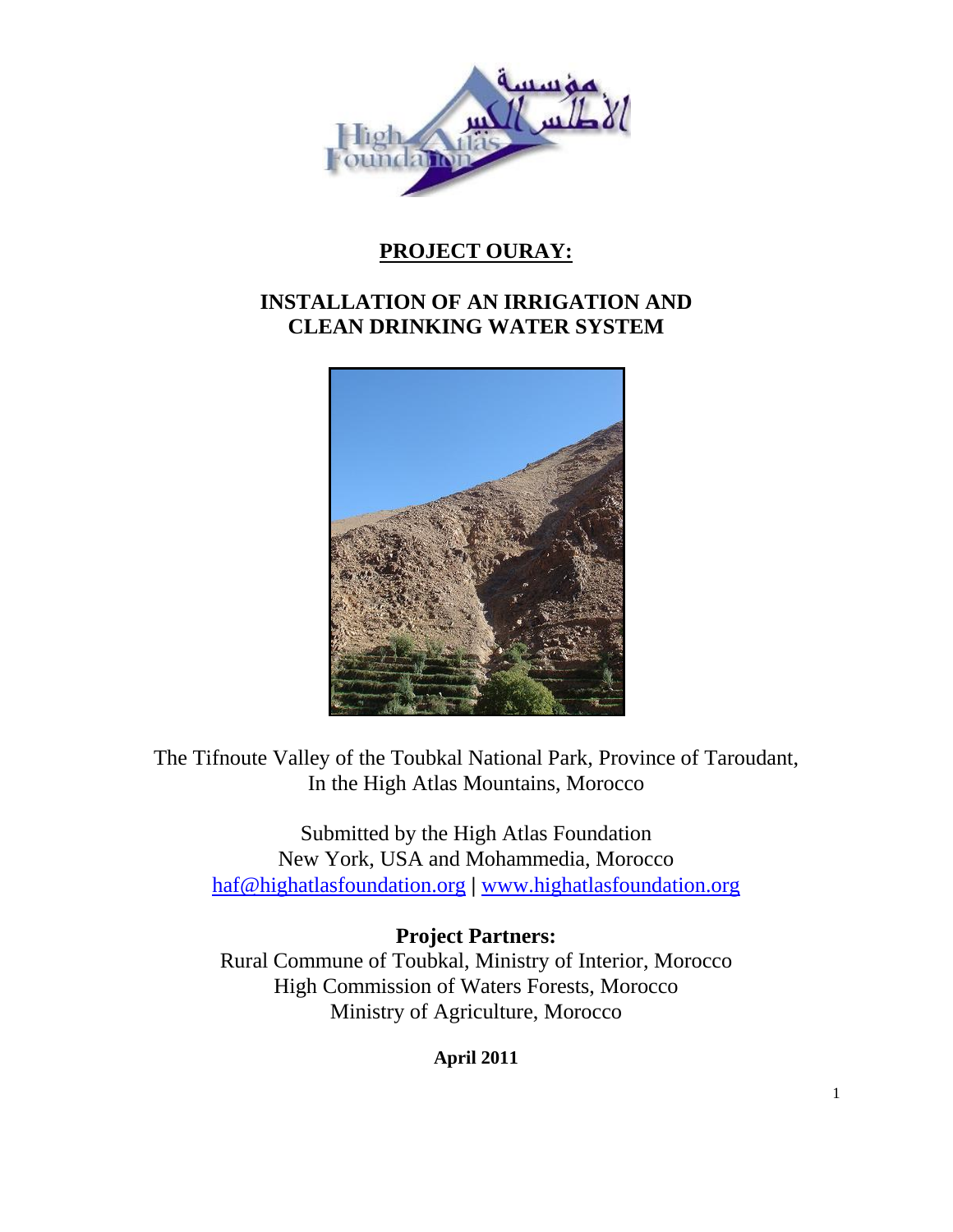# PROJECT OURAY:

## INSTALLATION OF AN IRRIGATION AND CLEAN DRINKING WATER SYSTEM

The Tifnoute Valley of the Toubkal National Park, Province of Taroudant,
In the High Atlas Mountains, Morocco

Submitted by the High Atlas Foundation
New York, USA and Mohammedia, Morocco
haf@highatlasfoundation.org | www.highatlasfoundation.org

**Project Partners:**

Rural Commune of Toubkal, Ministry of Interior, Morocco
High Commission of Waters Forests, Morocco
Ministry of Agriculture, Morocco

**April 2011**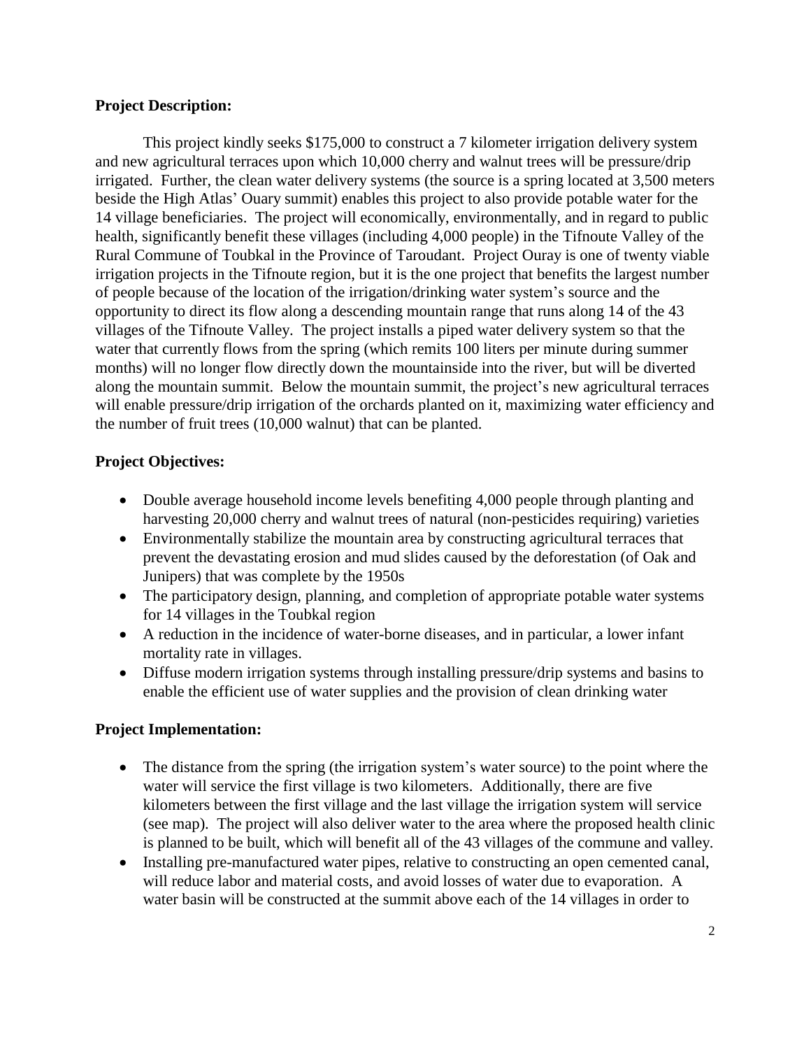**Project Description:**

This project kindly seeks $175,000 to construct a 7 kilometer irrigation delivery system and new agricultural terraces upon which 10,000 cherry and walnut trees will be pressure/drip irrigated. Further, the clean water delivery systems (the source is a spring located at 3,500 meters beside the High Atlas' Ouary summit) enables this project to also provide potable water for the 14 village beneficiaries. The project will economically, environmentally, and in regard to public health, significantly benefit these villages (including 4,000 people) in the Tifnoute Valley of the Rural Commune of Toubkal in the Province of Taroudant. Project Ouray is one of twenty viable irrigation projects in the Tifnoute region, but it is the one project that benefits the largest number of people because of the location of the irrigation/drinking water system's source and the opportunity to direct its flow along a descending mountain range that runs along 14 of the 43 villages of the Tifnoute Valley. The project installs a piped water delivery system so that the water that currently flows from the spring (which remits 100 liters per minute during summer months) will no longer flow directly down the mountainside into the river, but will be diverted along the mountain summit. Below the mountain summit, the project's new agricultural terraces will enable pressure/drip irrigation of the orchards planted on it, maximizing water efficiency and the number of fruit trees (10,000 walnut) that can be planted.

**Project Objectives:**

- Double average household income levels benefiting 4,000 people through planting and harvesting 20,000 cherry and walnut trees of natural (non-pesticides requiring) varieties
- Environmentally stabilize the mountain area by constructing agricultural terraces that prevent the devastating erosion and mud slides caused by the deforestation (of Oak and Junipers) that was complete by the 1950s
- The participatory design, planning, and completion of appropriate potable water systems for 14 villages in the Toubkal region
- A reduction in the incidence of water-borne diseases, and in particular, a lower infant mortality rate in villages.
- Diffuse modern irrigation systems through installing pressure/drip systems and basins to enable the efficient use of water supplies and the provision of clean drinking water

**Project Implementation:**

- The distance from the spring (the irrigation system's water source) to the point where the water will service the first village is two kilometers. Additionally, there are five kilometers between the first village and the last village the irrigation system will service (see map). The project will also deliver water to the area where the proposed health clinic is planned to be built, which will benefit all of the 43 villages of the commune and valley.
- Installing pre-manufactured water pipes, relative to constructing an open cemented canal, will reduce labor and material costs, and avoid losses of water due to evaporation. A water basin will be constructed at the summit above each of the 14 villages in order to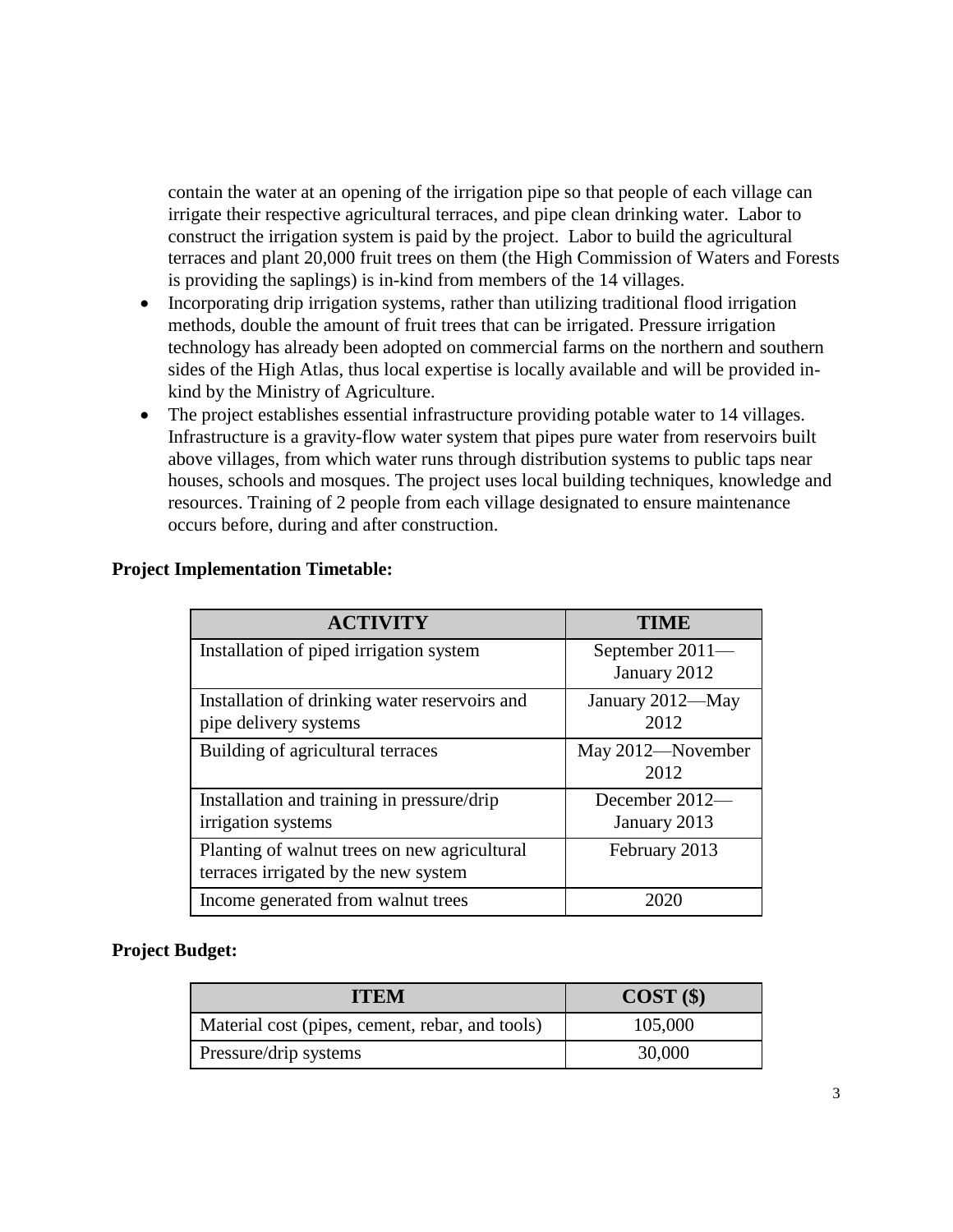contain the water at an opening of the irrigation pipe so that people of each village can irrigate their respective agricultural terraces, and pipe clean drinking water. Labor to construct the irrigation system is paid by the project. Labor to build the agricultural terraces and plant 20,000 fruit trees on them (the High Commission of Waters and Forests is providing the saplings) is in-kind from members of the 14 villages.

- Incorporating drip irrigation systems, rather than utilizing traditional flood irrigation methods, double the amount of fruit trees that can be irrigated. Pressure irrigation technology has already been adopted on commercial farms on the northern and southern sides of the High Atlas, thus local expertise is locally available and will be provided in-kind by the Ministry of Agriculture.
- The project establishes essential infrastructure providing potable water to 14 villages. Infrastructure is a gravity-flow water system that pipes pure water from reservoirs built above villages, from which water runs through distribution systems to public taps near houses, schools and mosques. The project uses local building techniques, knowledge and resources. Training of 2 people from each village designated to ensure maintenance occurs before, during and after construction.

**Project Implementation Timetable:**

| ACTIVITY | TIME |
|---|---|
| Installation of piped irrigation system | September 2011—January 2012 |
| Installation of drinking water reservoirs and pipe delivery systems | January 2012—May 2012 |
| Building of agricultural terraces | May 2012—November 2012 |
| Installation and training in pressure/drip irrigation systems | December 2012—January 2013 |
| Planting of walnut trees on new agricultural terraces irrigated by the new system | February 2013 |
| Income generated from walnut trees | 2020 |

**Project Budget:**

| ITEM | COST ($) |
|---|---|
| Material cost (pipes, cement, rebar, and tools) | 105,000 |
| Pressure/drip systems | 30,000 |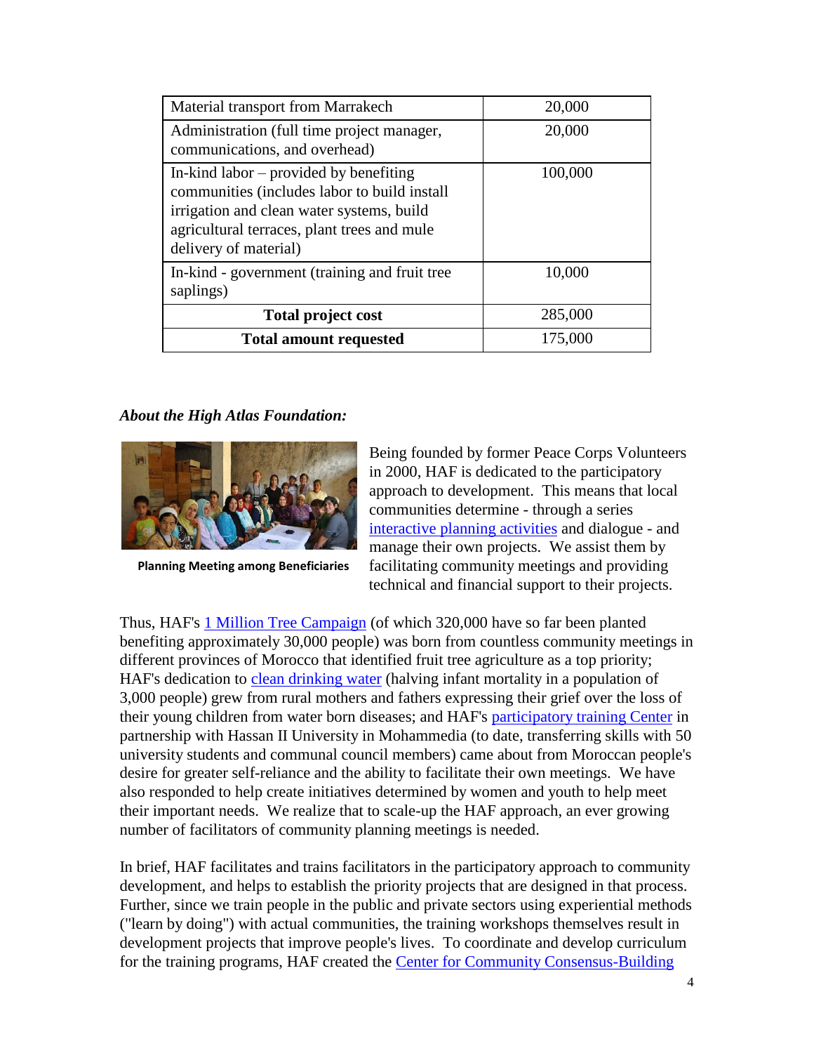| | |
|---|---|
| Material transport from Marrakech | 20,000 |
| Administration (full time project manager, communications, and overhead) | 20,000 |
| In-kind labor – provided by benefiting communities (includes labor to build install irrigation and clean water systems, build agricultural terraces, plant trees and mule delivery of material) | 100,000 |
| In-kind - government (training and fruit tree saplings) | 10,000 |
| **Total project cost** | 285,000 |
| **Total amount requested** | 175,000 |

***About the High Atlas Foundation:***

**Planning Meeting among Beneficiaries**

Being founded by former Peace Corps Volunteers in 2000, HAF is dedicated to the participatory approach to development. This means that local communities determine - through a series interactive planning activities and dialogue - and manage their own projects. We assist them by facilitating community meetings and providing technical and financial support to their projects.

Thus, HAF's 1 Million Tree Campaign (of which 320,000 have so far been planted benefiting approximately 30,000 people) was born from countless community meetings in different provinces of Morocco that identified fruit tree agriculture as a top priority; HAF's dedication to clean drinking water (halving infant mortality in a population of 3,000 people) grew from rural mothers and fathers expressing their grief over the loss of their young children from water born diseases; and HAF's participatory training Center in partnership with Hassan II University in Mohammedia (to date, transferring skills with 50 university students and communal council members) came about from Moroccan people's desire for greater self-reliance and the ability to facilitate their own meetings. We have also responded to help create initiatives determined by women and youth to help meet their important needs. We realize that to scale-up the HAF approach, an ever growing number of facilitators of community planning meetings is needed.

In brief, HAF facilitates and trains facilitators in the participatory approach to community development, and helps to establish the priority projects that are designed in that process. Further, since we train people in the public and private sectors using experiential methods ("learn by doing") with actual communities, the training workshops themselves result in development projects that improve people's lives. To coordinate and develop curriculum for the training programs, HAF created the Center for Community Consensus-Building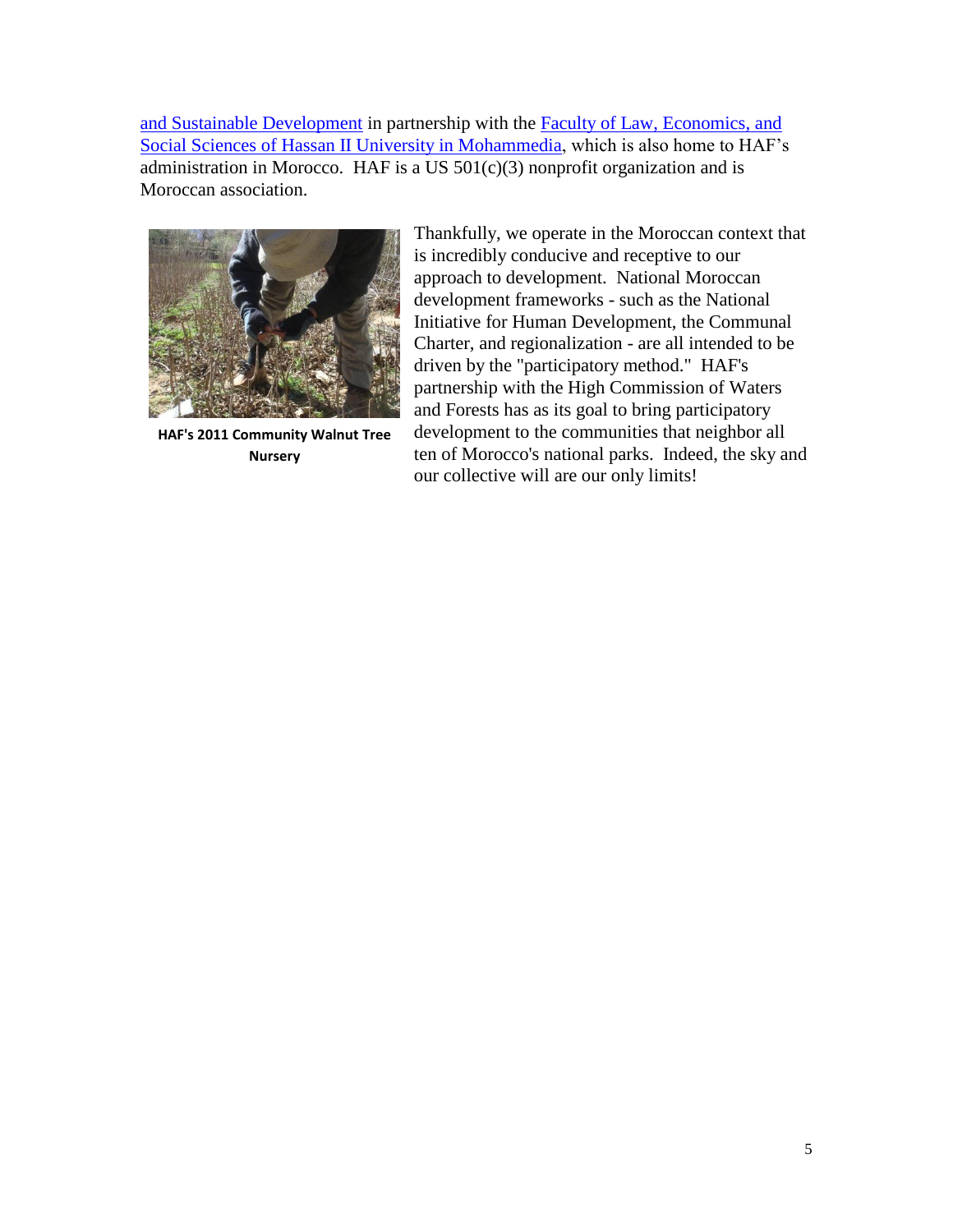and Sustainable Development in partnership with the Faculty of Law, Economics, and Social Sciences of Hassan II University in Mohammedia, which is also home to HAF's administration in Morocco. HAF is a US 501(c)(3) nonprofit organization and is Moroccan association.

**HAF's 2011 Community Walnut Tree Nursery**

Thankfully, we operate in the Moroccan context that is incredibly conducive and receptive to our approach to development. National Moroccan development frameworks - such as the National Initiative for Human Development, the Communal Charter, and regionalization - are all intended to be driven by the "participatory method." HAF's partnership with the High Commission of Waters and Forests has as its goal to bring participatory development to the communities that neighbor all ten of Morocco's national parks. Indeed, the sky and our collective will are our only limits!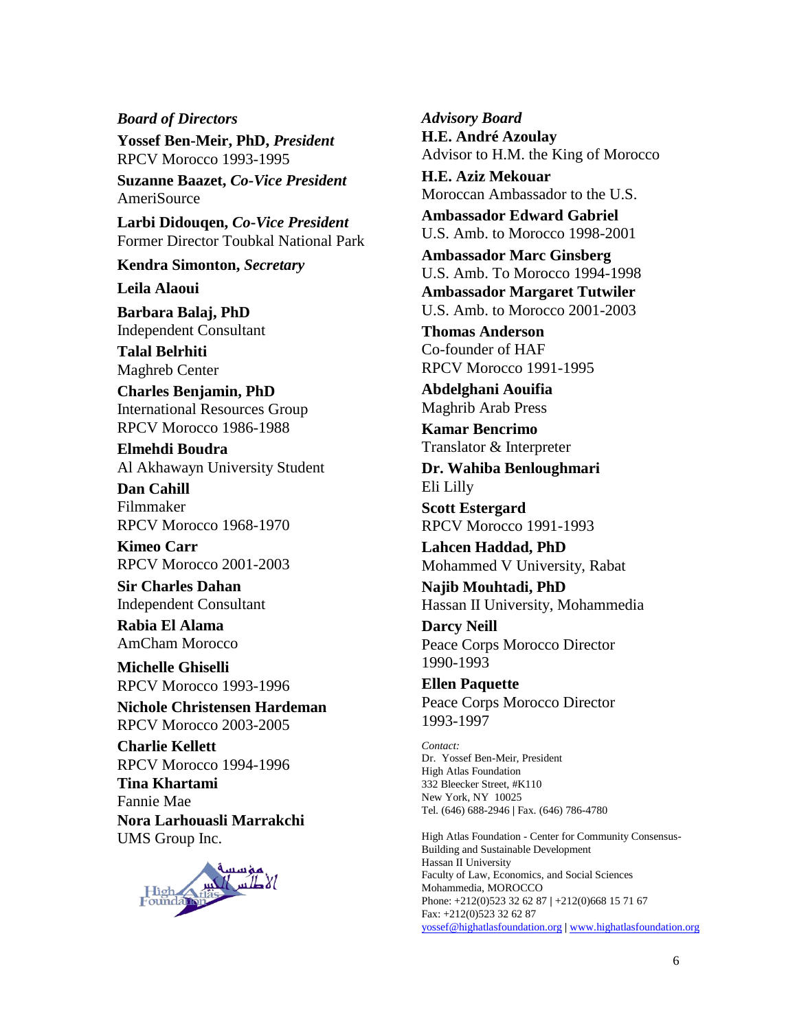*Board of Directors*

**Yossef Ben-Meir, PhD, *President***
RPCV Morocco 1993-1995

**Suzanne Baazet, *Co-Vice President***
AmeriSource

**Larbi Didouqen, *Co-Vice President***
Former Director Toubkal National Park

**Kendra Simonton, *Secretary***

**Leila Alaoui**

**Barbara Balaj, PhD**
Independent Consultant

**Talal Belrhiti**
Maghreb Center

**Charles Benjamin, PhD**
International Resources Group
RPCV Morocco 1986-1988

**Elmehdi Boudra**
Al Akhawayn University Student

**Dan Cahill**
Filmmaker
RPCV Morocco 1968-1970

**Kimeo Carr**
RPCV Morocco 2001-2003

**Sir Charles Dahan**
Independent Consultant

**Rabia El Alama**
AmCham Morocco

**Michelle Ghiselli**
RPCV Morocco 1993-1996

**Nichole Christensen Hardeman**
RPCV Morocco 2003-2005

**Charlie Kellett**
RPCV Morocco 1994-1996

**Tina Khartami**
Fannie Mae

**Nora Larhouasli Marrakchi**
UMS Group Inc.

High Atlas Foundation مؤسسة الأطلس الكبير

*Advisory Board*

**H.E. André Azoulay**
Advisor to H.M. the King of Morocco

**H.E. Aziz Mekouar**
Moroccan Ambassador to the U.S.

**Ambassador Edward Gabriel**
U.S. Amb. to Morocco 1998-2001

**Ambassador Marc Ginsberg**
U.S. Amb. To Morocco 1994-1998

**Ambassador Margaret Tutwiler**
U.S. Amb. to Morocco 2001-2003

**Thomas Anderson**
Co-founder of HAF
RPCV Morocco 1991-1995

**Abdelghani Aouifia**
Maghrib Arab Press

**Kamar Bencrimo**
Translator & Interpreter

**Dr. Wahiba Benloughmari**
Eli Lilly

**Scott Estergard**
RPCV Morocco 1991-1993

**Lahcen Haddad, PhD**
Mohammed V University, Rabat

**Najib Mouhtadi, PhD**
Hassan II University, Mohammedia

**Darcy Neill**
Peace Corps Morocco Director
1990-1993

**Ellen Paquette**
Peace Corps Morocco Director
1993-1997

*Contact:*
Dr. Yossef Ben-Meir, President
High Atlas Foundation
332 Bleecker Street, #K110
New York, NY 10025
Tel. (646) 688-2946 | Fax. (646) 786-4780

High Atlas Foundation - Center for Community Consensus-Building and Sustainable Development
Hassan II University
Faculty of Law, Economics, and Social Sciences
Mohammedia, MOROCCO
Phone: +212(0)523 32 62 87 | +212(0)668 15 71 67
Fax: +212(0)523 32 62 87
yossef@highatlasfoundation.org | www.highatlasfoundation.org